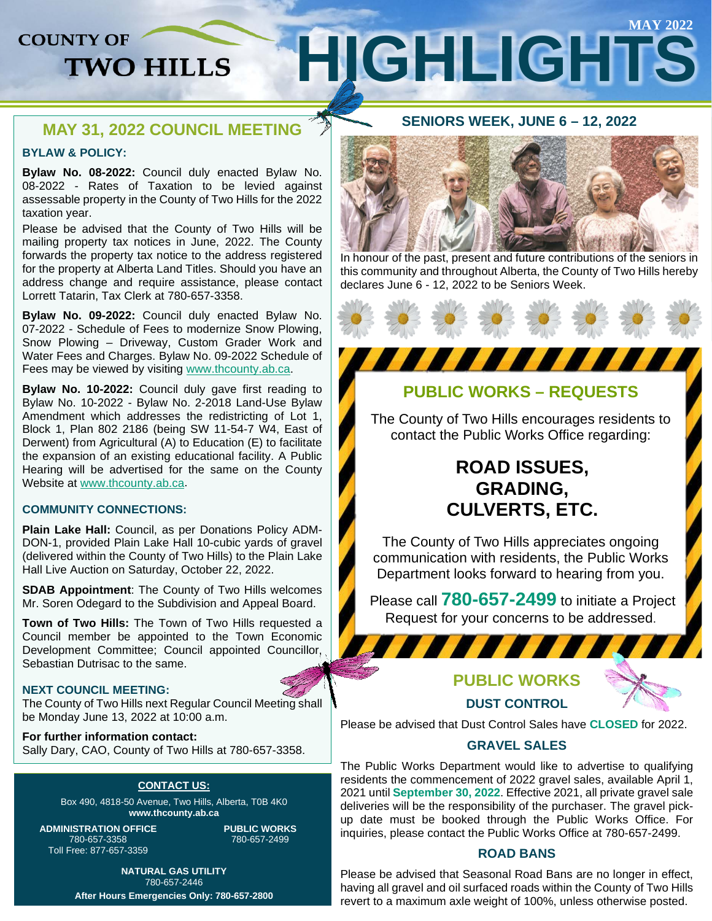# COUNTY OF TWO HILLS HIGHLIGHTS

MAY 2022

## MAY 31, 2022 COUNCIL MEETING

### BYLAW & POLICY:

**Bylaw No. 08-2022:** Council duly enacted Bylaw No. 08-2022 - Rates of Taxation to be levied against assessable property in the County of Two Hills for the 2022 taxation year.

Please be advised that the County of Two Hills will be mailing property tax notices in June, 2022. The County forwards the property tax notice to the address registered for the property at Alberta Land Titles. Should you have an address change and require assistance, please contact Lorrett Tatarin, Tax Clerk at 780-657-3358.

**Bylaw No. 09-2022:** Council duly enacted Bylaw No. 07-2022 - Schedule of Fees to modernize Snow Plowing, Snow Plowing – Driveway, Custom Grader Work and Water Fees and Charges. Bylaw No. 09-2022 Schedule of Fees may be viewed by visiting www.thcounty.ab.ca.

**Bylaw No. 10-2022:** Council duly gave first reading to Bylaw No. 10-2022 - Bylaw No. 2-2018 Land-Use Bylaw Amendment which addresses the redistricting of Lot 1, Block 1, Plan 802 2186 (being SW 11-54-7 W4, East of Derwent) from Agricultural (A) to Education (E) to facilitate the expansion of an existing educational facility. A Public Hearing will be advertised for the same on the County Website at www.thcounty.ab.ca.

### COMMUNITY CONNECTIONS:

**Plain Lake Hall:** Council, as per Donations Policy ADM-DON-1, provided Plain Lake Hall 10-cubic yards of gravel (delivered within the County of Two Hills) to the Plain Lake Hall Live Auction on Saturday, October 22, 2022.

**SDAB Appointment**: The County of Two Hills welcomes Mr. Soren Odegard to the Subdivision and Appeal Board.

**Town of Two Hills:** The Town of Two Hills requested a Council member be appointed to the Town Economic Development Committee; Council appointed Councillor, Sebastian Dutrisac to the same.

### NEXT COUNCIL MEETING:

The County of Two Hills next Regular Council Meeting shall be Monday June 13, 2022 at 10:00 a.m.

**For further information contact:**
Sally Dary, CAO, County of Two Hills at 780-657-3358.

### CONTACT US:

Box 490, 4818-50 Avenue, Two Hills, Alberta, T0B 4K0
**www.thcounty.ab.ca**

**ADMINISTRATION OFFICE**
780-657-3358
Toll Free: 877-657-3359

**PUBLIC WORKS**
780-657-2499

**NATURAL GAS UTILITY**
780-657-2446

**After Hours Emergencies Only: 780-657-2800**

## SENIORS WEEK, JUNE 6 – 12, 2022

In honour of the past, present and future contributions of the seniors in this community and throughout Alberta, the County of Two Hills hereby declares June 6 - 12, 2022 to be Seniors Week.

## PUBLIC WORKS – REQUESTS

The County of Two Hills encourages residents to contact the Public Works Office regarding:

**ROAD ISSUES, GRADING, CULVERTS, ETC.**

The County of Two Hills appreciates ongoing communication with residents, the Public Works Department looks forward to hearing from you.

Please call **780-657-2499** to initiate a Project Request for your concerns to be addressed.

## PUBLIC WORKS

### DUST CONTROL

Please be advised that Dust Control Sales have **CLOSED** for 2022.

### GRAVEL SALES

The Public Works Department would like to advertise to qualifying residents the commencement of 2022 gravel sales, available April 1, 2021 until **September 30, 2022**. Effective 2021, all private gravel sale deliveries will be the responsibility of the purchaser. The gravel pick-up date must be booked through the Public Works Office. For inquiries, please contact the Public Works Office at 780-657-2499.

### ROAD BANS

Please be advised that Seasonal Road Bans are no longer in effect, having all gravel and oil surfaced roads within the County of Two Hills revert to a maximum axle weight of 100%, unless otherwise posted.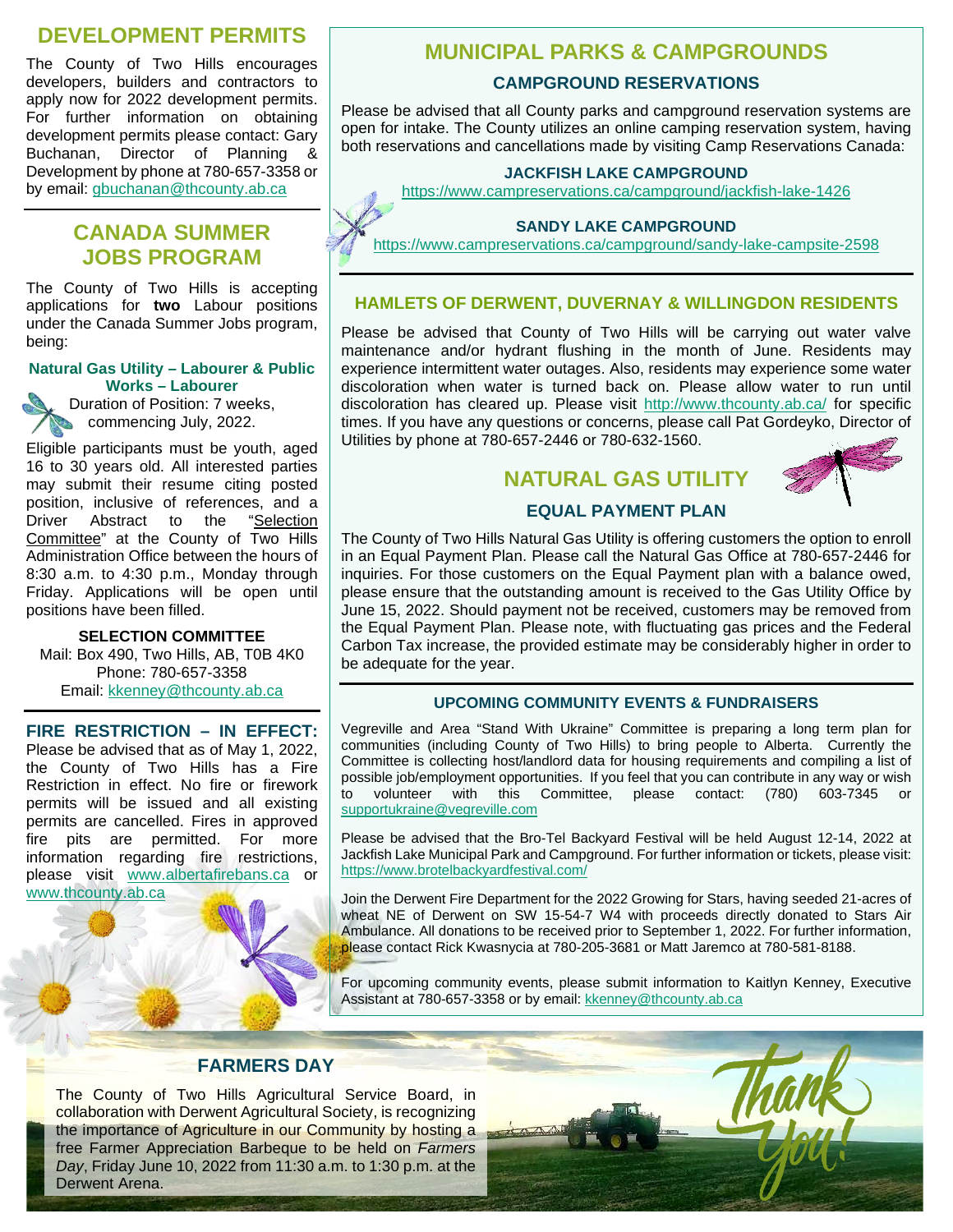## DEVELOPMENT PERMITS

The County of Two Hills encourages developers, builders and contractors to apply now for 2022 development permits. For further information on obtaining development permits please contact: Gary Buchanan, Director of Planning & Development by phone at 780-657-3358 or by email: gbuchanan@thcounty.ab.ca

## CANADA SUMMER JOBS PROGRAM

The County of Two Hills is accepting applications for **two** Labour positions under the Canada Summer Jobs program, being:

**Natural Gas Utility – Labourer & Public Works – Labourer**

Duration of Position: 7 weeks, commencing July, 2022.

Eligible participants must be youth, aged 16 to 30 years old. All interested parties may submit their resume citing posted position, inclusive of references, and a Driver Abstract to the "Selection Committee" at the County of Two Hills Administration Office between the hours of 8:30 a.m. to 4:30 p.m., Monday through Friday. Applications will be open until positions have been filled.

**SELECTION COMMITTEE**
Mail: Box 490, Two Hills, AB, T0B 4K0
Phone: 780-657-3358
Email: kkenney@thcounty.ab.ca

**FIRE RESTRICTION – IN EFFECT:** Please be advised that as of May 1, 2022, the County of Two Hills has a Fire Restriction in effect. No fire or firework permits will be issued and all existing permits are cancelled. Fires in approved fire pits are permitted. For more information regarding fire restrictions, please visit www.albertafirebans.ca or www.thcounty.ab.ca

## MUNICIPAL PARKS & CAMPGROUNDS

### CAMPGROUND RESERVATIONS

Please be advised that all County parks and campground reservation systems are open for intake. The County utilizes an online camping reservation system, having both reservations and cancellations made by visiting Camp Reservations Canada:

**JACKFISH LAKE CAMPGROUND**
https://www.campreservations.ca/campground/jackfish-lake-1426

**SANDY LAKE CAMPGROUND**
https://www.campreservations.ca/campground/sandy-lake-campsite-2598

### HAMLETS OF DERWENT, DUVERNAY & WILLINGDON RESIDENTS

Please be advised that County of Two Hills will be carrying out water valve maintenance and/or hydrant flushing in the month of June. Residents may experience intermittent water outages. Also, residents may experience some water discoloration when water is turned back on. Please allow water to run until discoloration has cleared up. Please visit http://www.thcounty.ab.ca/ for specific times. If you have any questions or concerns, please call Pat Gordeyko, Director of Utilities by phone at 780-657-2446 or 780-632-1560.

## NATURAL GAS UTILITY

### EQUAL PAYMENT PLAN

The County of Two Hills Natural Gas Utility is offering customers the option to enroll in an Equal Payment Plan. Please call the Natural Gas Office at 780-657-2446 for inquiries. For those customers on the Equal Payment plan with a balance owed, please ensure that the outstanding amount is received to the Gas Utility Office by June 15, 2022. Should payment not be received, customers may be removed from the Equal Payment Plan. Please note, with fluctuating gas prices and the Federal Carbon Tax increase, the provided estimate may be considerably higher in order to be adequate for the year.

### UPCOMING COMMUNITY EVENTS & FUNDRAISERS

Vegreville and Area "Stand With Ukraine" Committee is preparing a long term plan for communities (including County of Two Hills) to bring people to Alberta. Currently the Committee is collecting host/landlord data for housing requirements and compiling a list of possible job/employment opportunities. If you feel that you can contribute in any way or wish to volunteer with this Committee, please contact: (780) 603-7345 or supportukraine@vegreville.com

Please be advised that the Bro-Tel Backyard Festival will be held August 12-14, 2022 at Jackfish Lake Municipal Park and Campground. For further information or tickets, please visit: https://www.brotelbackyardfestival.com/

Join the Derwent Fire Department for the 2022 Growing for Stars, having seeded 21-acres of wheat NE of Derwent on SW 15-54-7 W4 with proceeds directly donated to Stars Air Ambulance. All donations to be received prior to September 1, 2022. For further information, please contact Rick Kwasnycia at 780-205-3681 or Matt Jaremco at 780-581-8188.

For upcoming community events, please submit information to Kaitlyn Kenney, Executive Assistant at 780-657-3358 or by email: kkenney@thcounty.ab.ca

## FARMERS DAY

The County of Two Hills Agricultural Service Board, in collaboration with Derwent Agricultural Society, is recognizing the importance of Agriculture in our Community by hosting a free Farmer Appreciation Barbeque to be held on *Farmers Day*, Friday June 10, 2022 from 11:30 a.m. to 1:30 p.m. at the Derwent Arena.

Thank You!